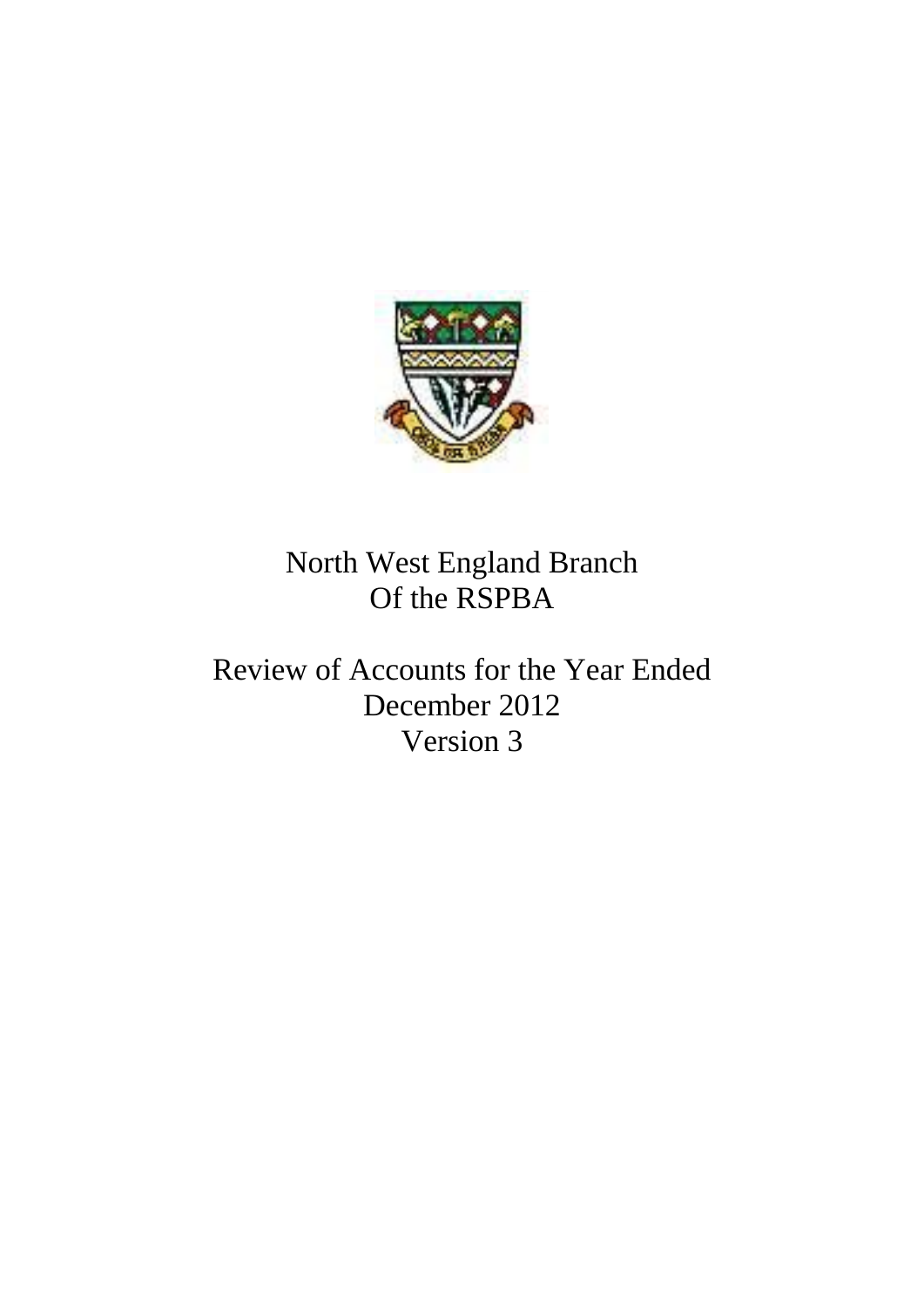North West England Branch
Of the RSPBA

Review of Accounts for the Year Ended
December 2012
Version 3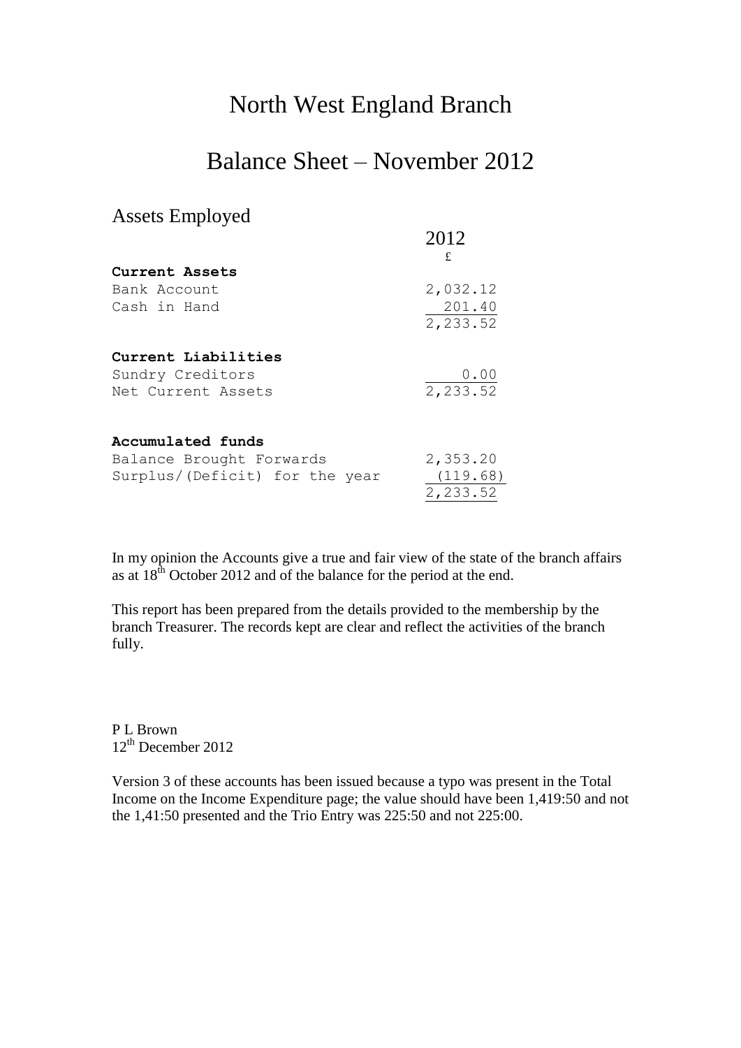# North West England Branch

# Balance Sheet – November 2012

## Assets Employed

| | 2012 |
|---|---|
| | £ |
| **Current Assets** | |
| Bank Account | 2,032.12 |
| Cash in Hand | 201.40 |
| | 2,233.52 |
| | |
| **Current Liabilities** | |
| Sundry Creditors | 0.00 |
| Net Current Assets | 2,233.52 |
| | |
| **Accumulated funds** | |
| Balance Brought Forwards | 2,353.20 |
| Surplus/(Deficit) for the year | (119.68) |
| | 2,233.52 |

In my opinion the Accounts give a true and fair view of the state of the branch affairs as at 18th October 2012 and of the balance for the period at the end.

This report has been prepared from the details provided to the membership by the branch Treasurer. The records kept are clear and reflect the activities of the branch fully.

P L Brown
12th December 2012

Version 3 of these accounts has been issued because a typo was present in the Total Income on the Income Expenditure page; the value should have been 1,419:50 and not the 1,41:50 presented and the Trio Entry was 225:50 and not 225:00.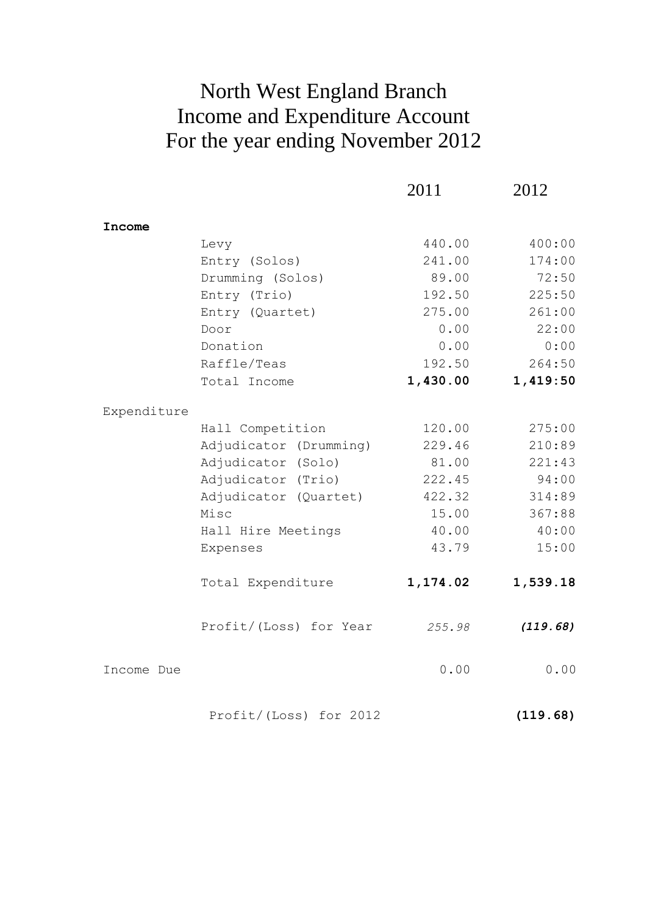# North West England Branch
# Income and Expenditure Account
# For the year ending November 2012

| | | 2011 | 2012 |
|---|---|---|---|
| **Income** | | | |
| | Levy | 440.00 | 400:00 |
| | Entry (Solos) | 241.00 | 174:00 |
| | Drumming (Solos) | 89.00 | 72:50 |
| | Entry (Trio) | 192.50 | 225:50 |
| | Entry (Quartet) | 275.00 | 261:00 |
| | Door | 0.00 | 22:00 |
| | Donation | 0.00 | 0:00 |
| | Raffle/Teas | 192.50 | 264:50 |
| | Total Income | **1,430.00** | **1,419:50** |
| Expenditure | | | |
| | Hall Competition | 120.00 | 275:00 |
| | Adjudicator (Drumming) | 229.46 | 210:89 |
| | Adjudicator (Solo) | 81.00 | 221:43 |
| | Adjudicator (Trio) | 222.45 | 94:00 |
| | Adjudicator (Quartet) | 422.32 | 314:89 |
| | Misc | 15.00 | 367:88 |
| | Hall Hire Meetings | 40.00 | 40:00 |
| | Expenses | 43.79 | 15:00 |
| | Total Expenditure | **1,174.02** | **1,539.18** |
| | Profit/(Loss) for Year | *255.98* | ***(119.68)*** |
| Income Due | | 0.00 | 0.00 |
| | Profit/(Loss) for 2012 | | **(119.68)** |